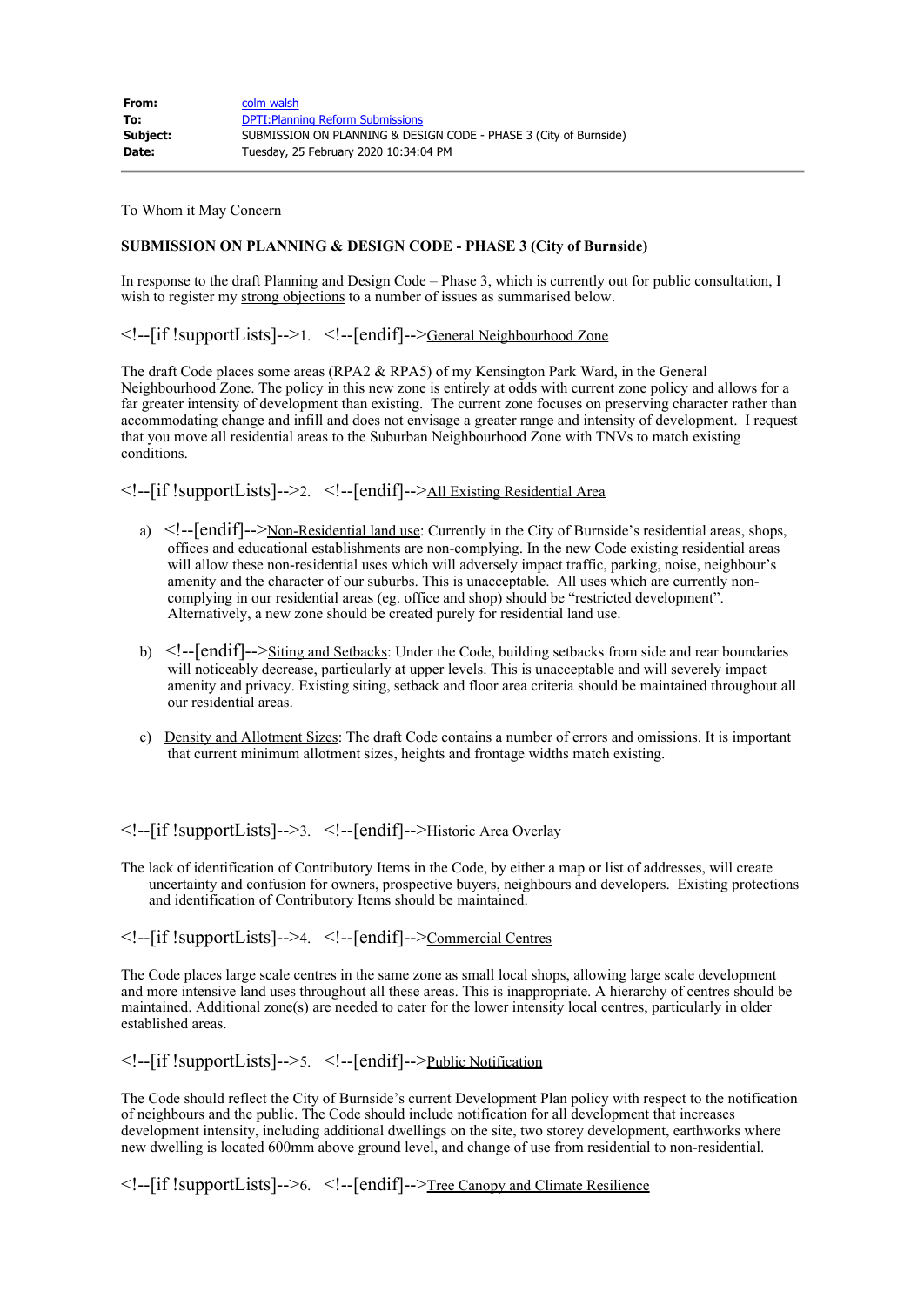| | |
|---|---|
| **From:** | colm walsh |
| **To:** | DPTI:Planning Reform Submissions |
| **Subject:** | SUBMISSION ON PLANNING & DESIGN CODE - PHASE 3 (City of Burnside) |
| **Date:** | Tuesday, 25 February 2020 10:34:04 PM |

---

To Whom it May Concern

**SUBMISSION ON PLANNING & DESIGN CODE - PHASE 3 (City of Burnside)**

In response to the draft Planning and Design Code – Phase 3, which is currently out for public consultation, I wish to register my strong objections to a number of issues as summarised below.

<!--[if !supportLists]-->1. <!--[endif]-->General Neighbourhood Zone

The draft Code places some areas (RPA2 & RPA5) of my Kensington Park Ward, in the General Neighbourhood Zone. The policy in this new zone is entirely at odds with current zone policy and allows for a far greater intensity of development than existing. The current zone focuses on preserving character rather than accommodating change and infill and does not envisage a greater range and intensity of development. I request that you move all residential areas to the Suburban Neighbourhood Zone with TNVs to match existing conditions.

<!--[if !supportLists]-->2. <!--[endif]-->All Existing Residential Area

a) <!--[endif]-->Non-Residential land use: Currently in the City of Burnside's residential areas, shops, offices and educational establishments are non-complying. In the new Code existing residential areas will allow these non-residential uses which will adversely impact traffic, parking, noise, neighbour's amenity and the character of our suburbs. This is unacceptable. All uses which are currently non-complying in our residential areas (eg. office and shop) should be "restricted development". Alternatively, a new zone should be created purely for residential land use.

b) <!--[endif]-->Siting and Setbacks: Under the Code, building setbacks from side and rear boundaries will noticeably decrease, particularly at upper levels. This is unacceptable and will severely impact amenity and privacy. Existing siting, setback and floor area criteria should be maintained throughout all our residential areas.

c) Density and Allotment Sizes: The draft Code contains a number of errors and omissions. It is important that current minimum allotment sizes, heights and frontage widths match existing.

<!--[if !supportLists]-->3. <!--[endif]-->Historic Area Overlay

The lack of identification of Contributory Items in the Code, by either a map or list of addresses, will create uncertainty and confusion for owners, prospective buyers, neighbours and developers. Existing protections and identification of Contributory Items should be maintained.

<!--[if !supportLists]-->4. <!--[endif]-->Commercial Centres

The Code places large scale centres in the same zone as small local shops, allowing large scale development and more intensive land uses throughout all these areas. This is inappropriate. A hierarchy of centres should be maintained. Additional zone(s) are needed to cater for the lower intensity local centres, particularly in older established areas.

<!--[if !supportLists]-->5. <!--[endif]-->Public Notification

The Code should reflect the City of Burnside's current Development Plan policy with respect to the notification of neighbours and the public. The Code should include notification for all development that increases development intensity, including additional dwellings on the site, two storey development, earthworks where new dwelling is located 600mm above ground level, and change of use from residential to non-residential.

<!--[if !supportLists]-->6. <!--[endif]-->Tree Canopy and Climate Resilience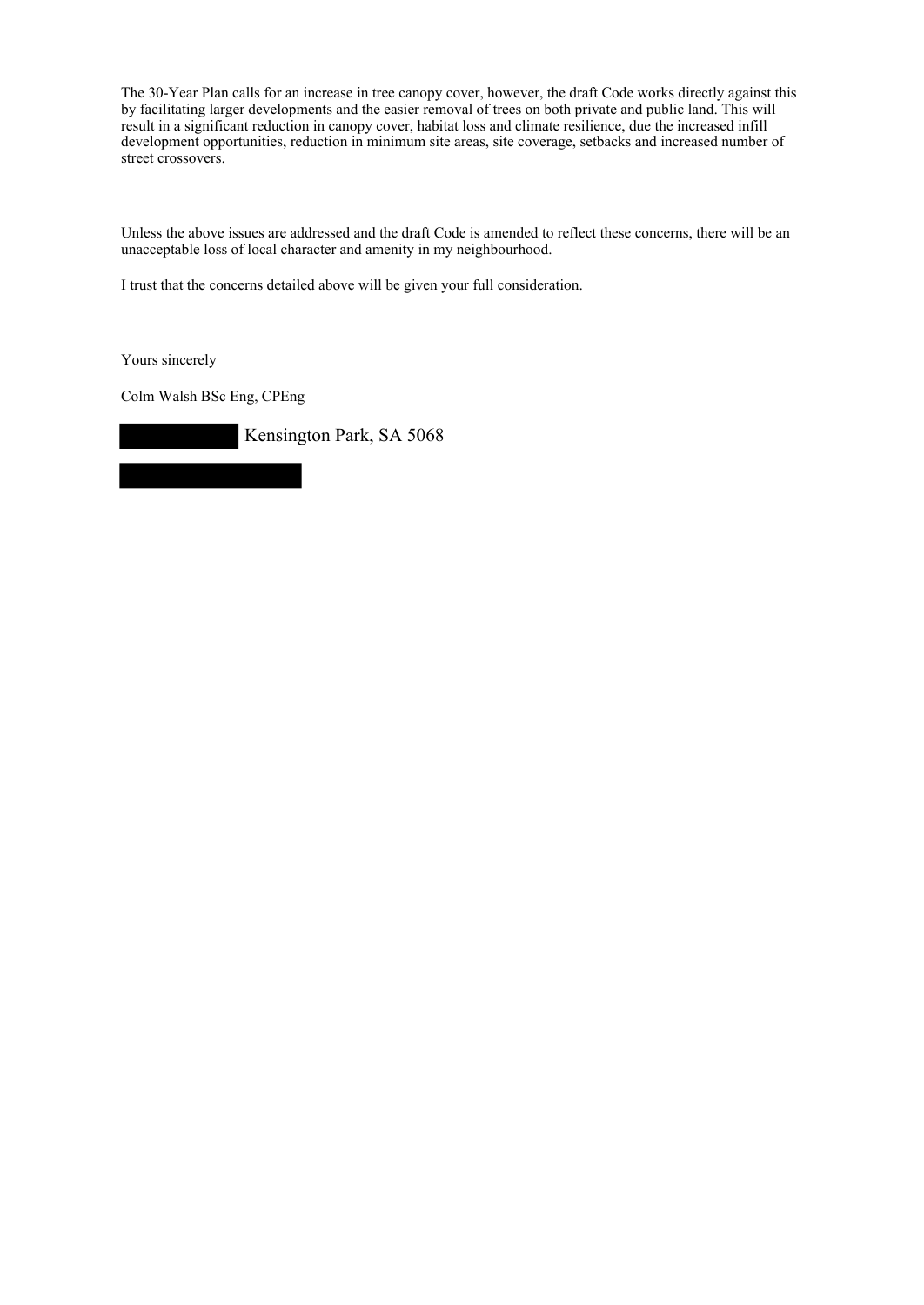The 30-Year Plan calls for an increase in tree canopy cover, however, the draft Code works directly against this by facilitating larger developments and the easier removal of trees on both private and public land. This will result in a significant reduction in canopy cover, habitat loss and climate resilience, due the increased infill development opportunities, reduction in minimum site areas, site coverage, setbacks and increased number of street crossovers.

Unless the above issues are addressed and the draft Code is amended to reflect these concerns, there will be an unacceptable loss of local character and amenity in my neighbourhood.

I trust that the concerns detailed above will be given your full consideration.

Yours sincerely

Colm Walsh BSc Eng, CPEng

Kensington Park, SA 5068